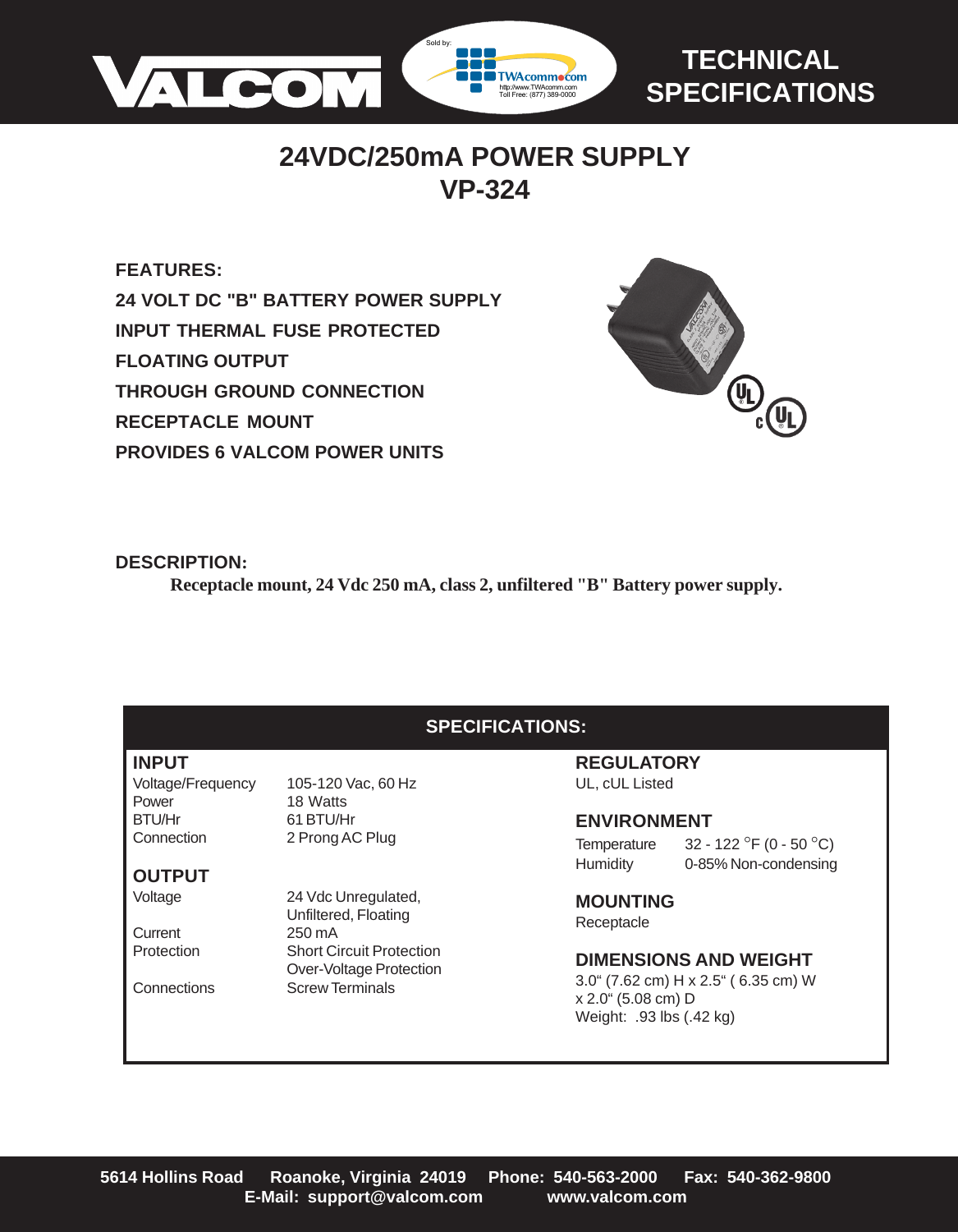VALCOM

Sold by: TWAcomm.com http://www.TWAcomm.com Toll Free: (877) 389-0000

TECHNICAL SPECIFICATIONS

# 24VDC/250mA POWER SUPPLY
# VP-324

**FEATURES:**

**24 VOLT DC "B" BATTERY POWER SUPPLY**
**INPUT THERMAL FUSE PROTECTED**
**FLOATING OUTPUT**
**THROUGH GROUND CONNECTION**
**RECEPTACLE MOUNT**
**PROVIDES 6 VALCOM POWER UNITS**

**DESCRIPTION:**

**Receptacle mount, 24 Vdc 250 mA, class 2, unfiltered "B" Battery power supply.**

## SPECIFICATIONS:

### INPUT

| | |
|---|---|
| Voltage/Frequency | 105-120 Vac, 60 Hz |
| Power | 18 Watts |
| BTU/Hr | 61 BTU/Hr |
| Connection | 2 Prong AC Plug |

### OUTPUT

| | |
|---|---|
| Voltage | 24 Vdc Unregulated, Unfiltered, Floating |
| Current | 250 mA |
| Protection | Short Circuit Protection<br>Over-Voltage Protection |
| Connections | Screw Terminals |

### REGULATORY

UL, cUL Listed

### ENVIRONMENT

| | |
|---|---|
| Temperature | 32 - 122 °F (0 - 50 °C) |
| Humidity | 0-85% Non-condensing |

### MOUNTING

Receptacle

### DIMENSIONS AND WEIGHT

3.0" (7.62 cm) H x 2.5" ( 6.35 cm) W x 2.0" (5.08 cm) D
Weight: .93 lbs (.42 kg)

**5614 Hollins Road Roanoke, Virginia 24019 Phone: 540-563-2000 Fax: 540-362-9800**
**E-Mail: support@valcom.com www.valcom.com**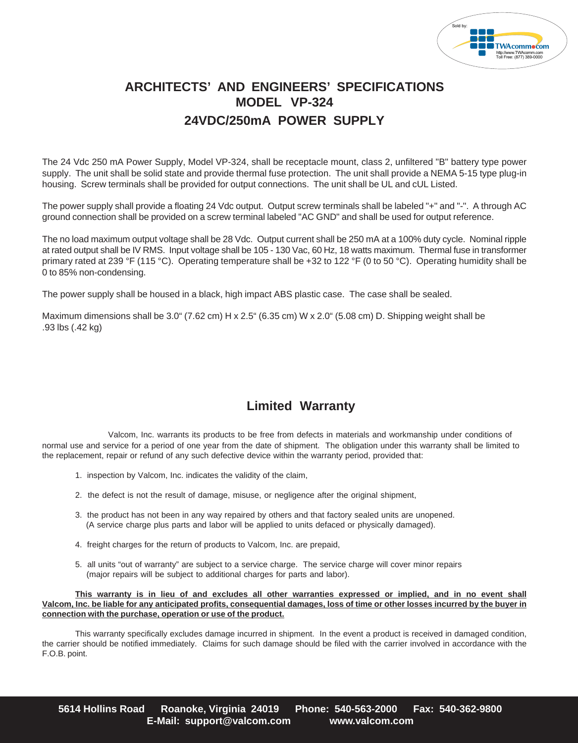Sold by: TWAcomm.com
http://www.TWAcomm.com
Toll Free: (877) 389-0000

# ARCHITECTS' AND ENGINEERS' SPECIFICATIONS
# MODEL VP-324
# 24VDC/250mA POWER SUPPLY

The 24 Vdc 250 mA Power Supply, Model VP-324, shall be receptacle mount, class 2, unfiltered "B" battery type power supply. The unit shall be solid state and provide thermal fuse protection. The unit shall provide a NEMA 5-15 type plug-in housing. Screw terminals shall be provided for output connections. The unit shall be UL and cUL Listed.

The power supply shall provide a floating 24 Vdc output. Output screw terminals shall be labeled "+" and "-". A through AC ground connection shall be provided on a screw terminal labeled "AC GND" and shall be used for output reference.

The no load maximum output voltage shall be 28 Vdc. Output current shall be 250 mA at a 100% duty cycle. Nominal ripple at rated output shall be IV RMS. Input voltage shall be 105 - 130 Vac, 60 Hz, 18 watts maximum. Thermal fuse in transformer primary rated at 239 °F (115 °C). Operating temperature shall be +32 to 122 °F (0 to 50 °C). Operating humidity shall be 0 to 85% non-condensing.

The power supply shall be housed in a black, high impact ABS plastic case. The case shall be sealed.

Maximum dimensions shall be 3.0" (7.62 cm) H x 2.5" (6.35 cm) W x 2.0" (5.08 cm) D. Shipping weight shall be .93 lbs (.42 kg)

## Limited Warranty

Valcom, Inc. warrants its products to be free from defects in materials and workmanship under conditions of normal use and service for a period of one year from the date of shipment. The obligation under this warranty shall be limited to the replacement, repair or refund of any such defective device within the warranty period, provided that:

1. inspection by Valcom, Inc. indicates the validity of the claim,
2. the defect is not the result of damage, misuse, or negligence after the original shipment,
3. the product has not been in any way repaired by others and that factory sealed units are unopened. (A service charge plus parts and labor will be applied to units defaced or physically damaged).
4. freight charges for the return of products to Valcom, Inc. are prepaid,
5. all units "out of warranty" are subject to a service charge. The service charge will cover minor repairs (major repairs will be subject to additional charges for parts and labor).

**This warranty is in lieu of and excludes all other warranties expressed or implied, and in no event shall Valcom, Inc. be liable for any anticipated profits, consequential damages, loss of time or other losses incurred by the buyer in connection with the purchase, operation or use of the product.**

This warranty specifically excludes damage incurred in shipment. In the event a product is received in damaged condition, the carrier should be notified immediately. Claims for such damage should be filed with the carrier involved in accordance with the F.O.B. point.

**5614 Hollins Road Roanoke, Virginia 24019 Phone: 540-563-2000 Fax: 540-362-9800**
**E-Mail: support@valcom.com www.valcom.com**